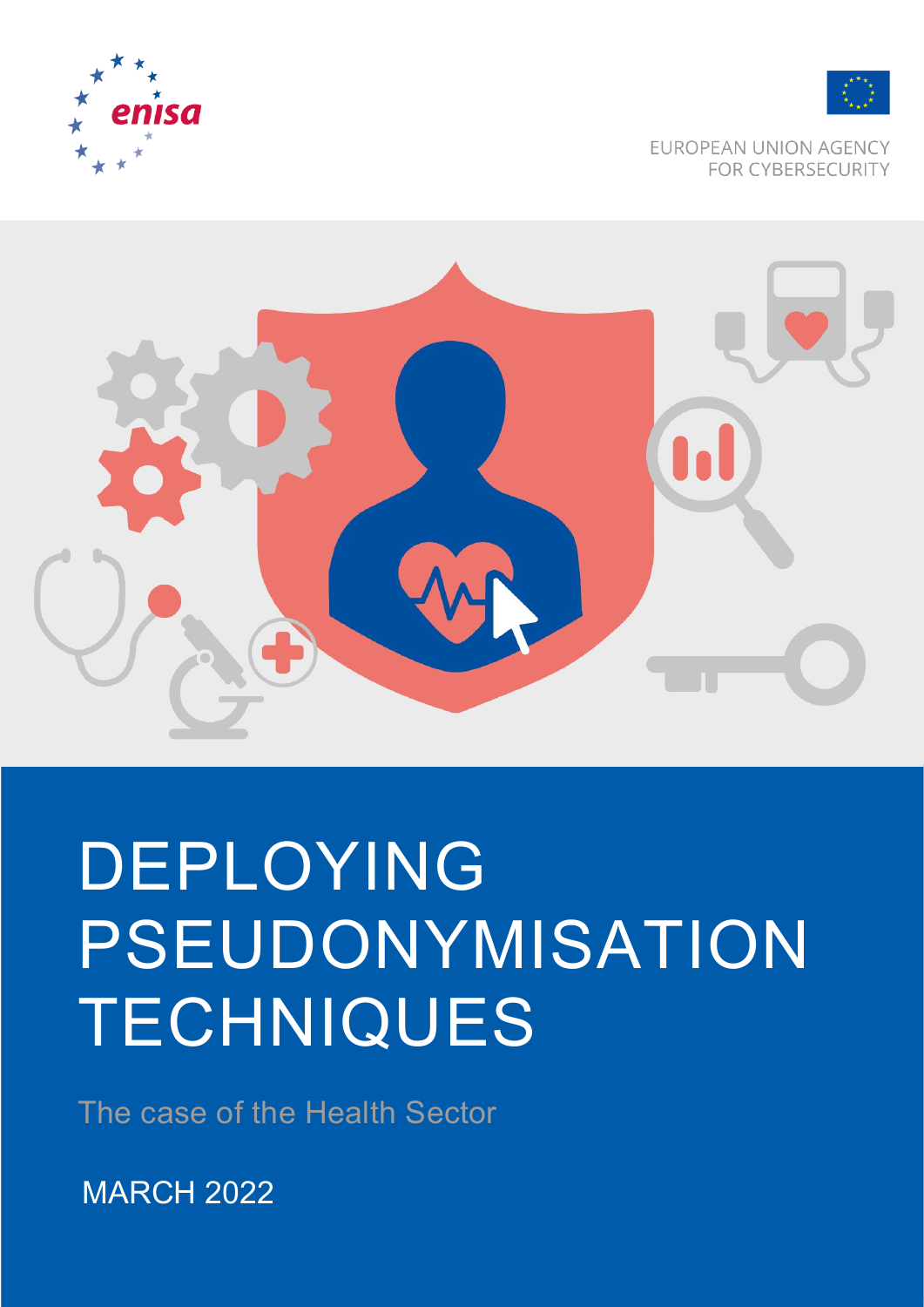enisa

EUROPEAN UNION AGENCY FOR CYBERSECURITY

# DEPLOYING PSEUDONYMISATION TECHNIQUES

The case of the Health Sector

MARCH 2022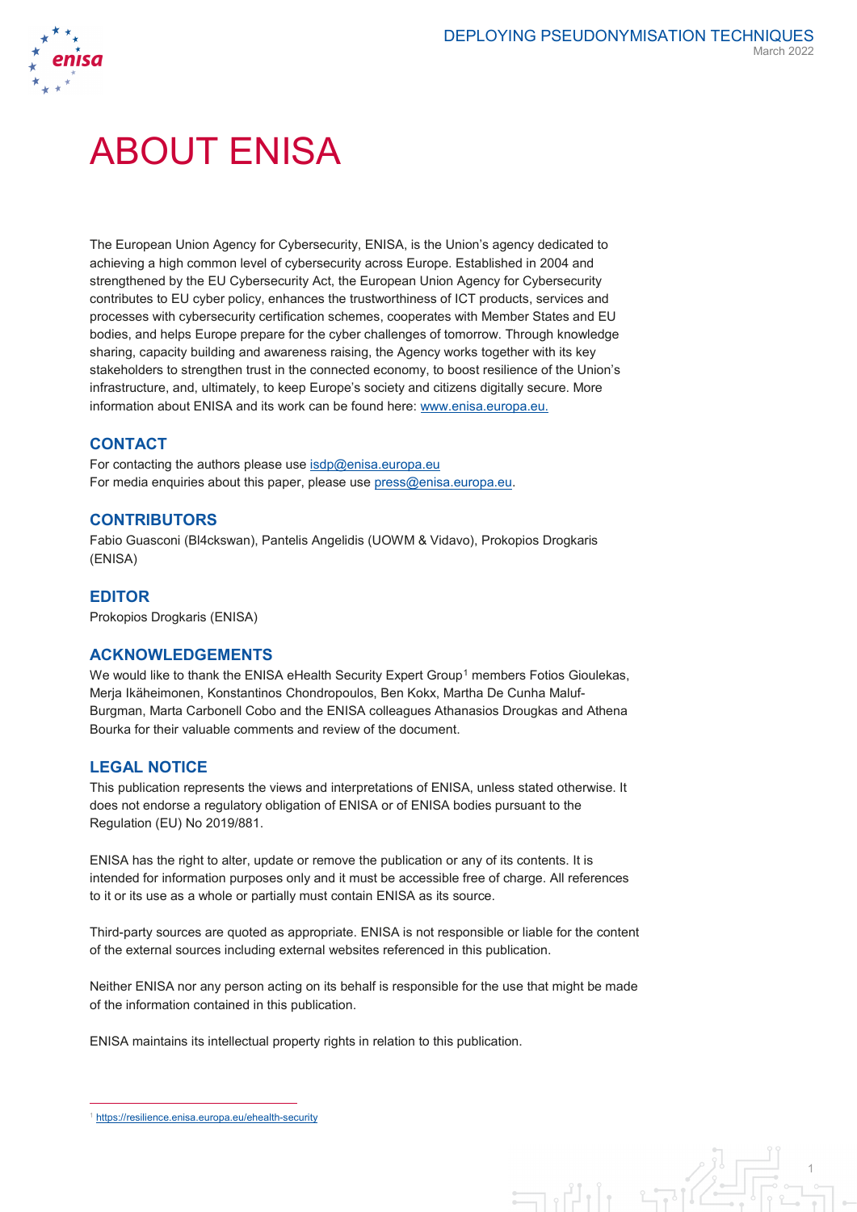# ABOUT ENISA

The European Union Agency for Cybersecurity, ENISA, is the Union's agency dedicated to achieving a high common level of cybersecurity across Europe. Established in 2004 and strengthened by the EU Cybersecurity Act, the European Union Agency for Cybersecurity contributes to EU cyber policy, enhances the trustworthiness of ICT products, services and processes with cybersecurity certification schemes, cooperates with Member States and EU bodies, and helps Europe prepare for the cyber challenges of tomorrow. Through knowledge sharing, capacity building and awareness raising, the Agency works together with its key stakeholders to strengthen trust in the connected economy, to boost resilience of the Union's infrastructure, and, ultimately, to keep Europe's society and citizens digitally secure. More information about ENISA and its work can be found here: www.enisa.europa.eu.

## CONTACT

For contacting the authors please use isdp@enisa.europa.eu
For media enquiries about this paper, please use press@enisa.europa.eu.

## CONTRIBUTORS

Fabio Guasconi (Bl4ckswan), Pantelis Angelidis (UOWM & Vidavo), Prokopios Drogkaris (ENISA)

## EDITOR

Prokopios Drogkaris (ENISA)

## ACKNOWLEDGEMENTS

We would like to thank the ENISA eHealth Security Expert Group[1] members Fotios Gioulekas, Merja Ikäheimonen, Konstantinos Chondropoulos, Ben Kokx, Martha De Cunha Maluf-Burgman, Marta Carbonell Cobo and the ENISA colleagues Athanasios Drougkas and Athena Bourka for their valuable comments and review of the document.

## LEGAL NOTICE

This publication represents the views and interpretations of ENISA, unless stated otherwise. It does not endorse a regulatory obligation of ENISA or of ENISA bodies pursuant to the Regulation (EU) No 2019/881.

ENISA has the right to alter, update or remove the publication or any of its contents. It is intended for information purposes only and it must be accessible free of charge. All references to it or its use as a whole or partially must contain ENISA as its source.

Third-party sources are quoted as appropriate. ENISA is not responsible or liable for the content of the external sources including external websites referenced in this publication.

Neither ENISA nor any person acting on its behalf is responsible for the use that might be made of the information contained in this publication.

ENISA maintains its intellectual property rights in relation to this publication.

---

[1] https://resilience.enisa.europa.eu/ehealth-security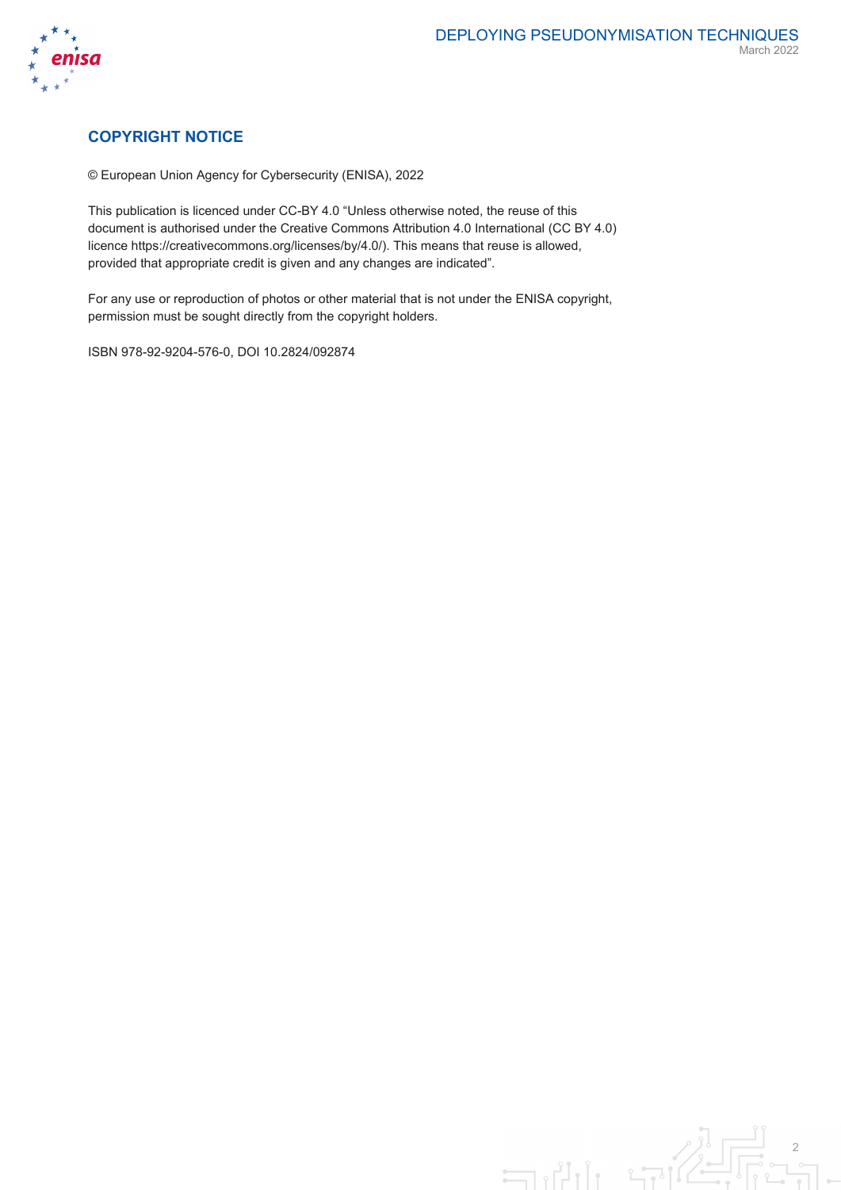## COPYRIGHT NOTICE

© European Union Agency for Cybersecurity (ENISA), 2022

This publication is licenced under CC-BY 4.0 "Unless otherwise noted, the reuse of this document is authorised under the Creative Commons Attribution 4.0 International (CC BY 4.0) licence https://creativecommons.org/licenses/by/4.0/). This means that reuse is allowed, provided that appropriate credit is given and any changes are indicated".

For any use or reproduction of photos or other material that is not under the ENISA copyright, permission must be sought directly from the copyright holders.

ISBN 978-92-9204-576-0, DOI 10.2824/092874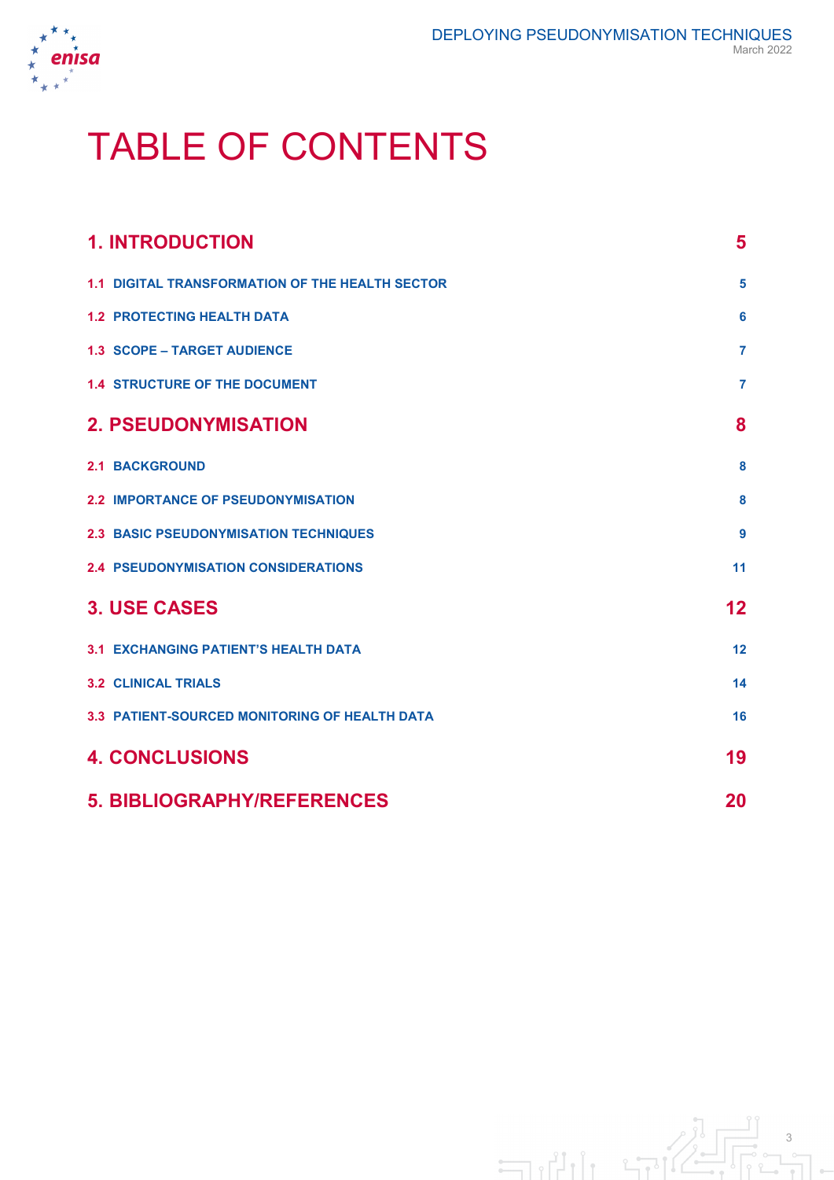# TABLE OF CONTENTS

| | |
|---|---|
| **1. INTRODUCTION** | **5** |
| 1.1 DIGITAL TRANSFORMATION OF THE HEALTH SECTOR | 5 |
| 1.2 PROTECTING HEALTH DATA | 6 |
| 1.3 SCOPE – TARGET AUDIENCE | 7 |
| 1.4 STRUCTURE OF THE DOCUMENT | 7 |
| **2. PSEUDONYMISATION** | **8** |
| 2.1 BACKGROUND | 8 |
| 2.2 IMPORTANCE OF PSEUDONYMISATION | 8 |
| 2.3 BASIC PSEUDONYMISATION TECHNIQUES | 9 |
| 2.4 PSEUDONYMISATION CONSIDERATIONS | 11 |
| **3. USE CASES** | **12** |
| 3.1 EXCHANGING PATIENT'S HEALTH DATA | 12 |
| 3.2 CLINICAL TRIALS | 14 |
| 3.3 PATIENT-SOURCED MONITORING OF HEALTH DATA | 16 |
| **4. CONCLUSIONS** | **19** |
| **5. BIBLIOGRAPHY/REFERENCES** | **20** |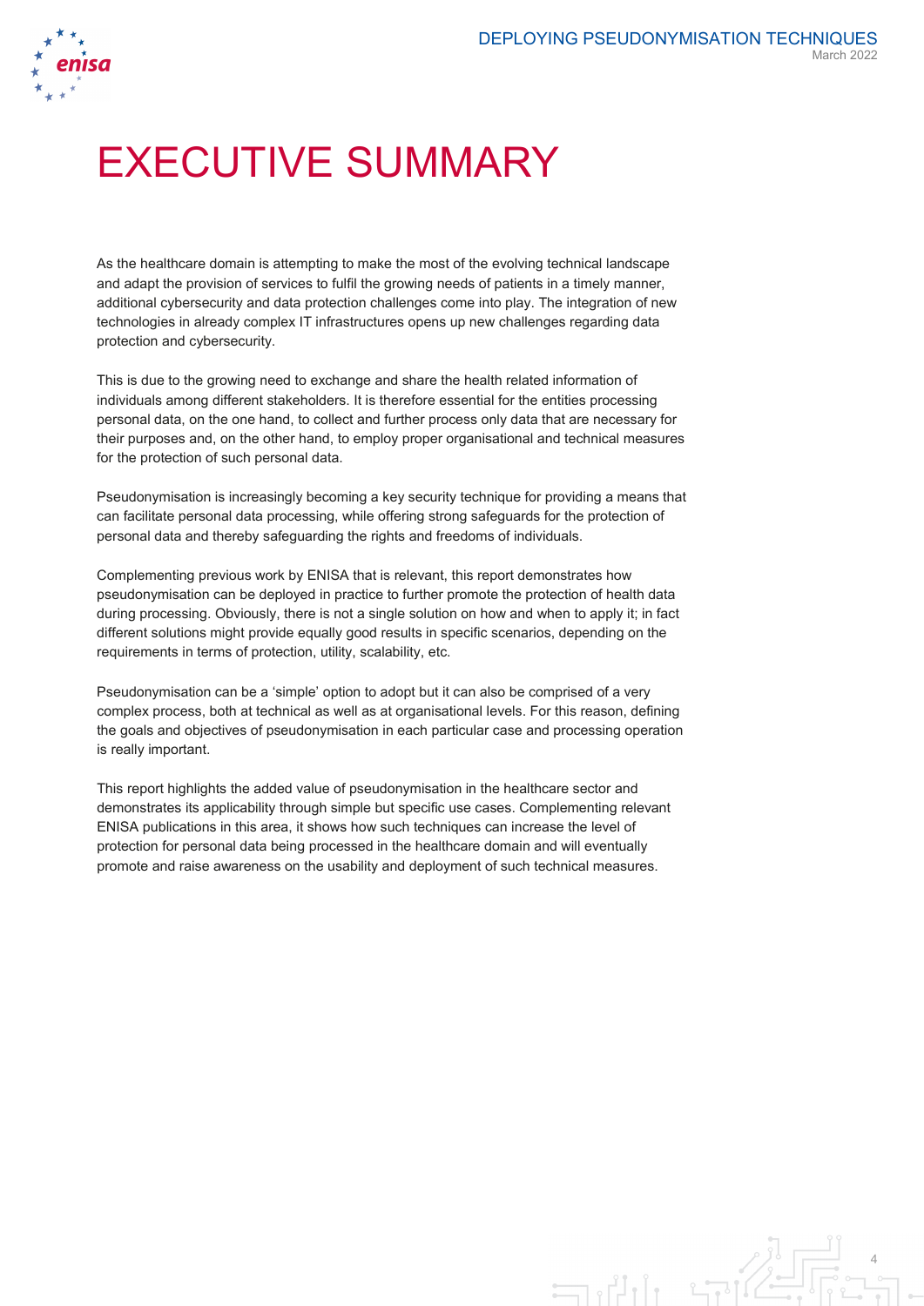# EXECUTIVE SUMMARY

As the healthcare domain is attempting to make the most of the evolving technical landscape and adapt the provision of services to fulfil the growing needs of patients in a timely manner, additional cybersecurity and data protection challenges come into play. The integration of new technologies in already complex IT infrastructures opens up new challenges regarding data protection and cybersecurity.

This is due to the growing need to exchange and share the health related information of individuals among different stakeholders. It is therefore essential for the entities processing personal data, on the one hand, to collect and further process only data that are necessary for their purposes and, on the other hand, to employ proper organisational and technical measures for the protection of such personal data.

Pseudonymisation is increasingly becoming a key security technique for providing a means that can facilitate personal data processing, while offering strong safeguards for the protection of personal data and thereby safeguarding the rights and freedoms of individuals.

Complementing previous work by ENISA that is relevant, this report demonstrates how pseudonymisation can be deployed in practice to further promote the protection of health data during processing. Obviously, there is not a single solution on how and when to apply it; in fact different solutions might provide equally good results in specific scenarios, depending on the requirements in terms of protection, utility, scalability, etc.

Pseudonymisation can be a 'simple' option to adopt but it can also be comprised of a very complex process, both at technical as well as at organisational levels. For this reason, defining the goals and objectives of pseudonymisation in each particular case and processing operation is really important.

This report highlights the added value of pseudonymisation in the healthcare sector and demonstrates its applicability through simple but specific use cases. Complementing relevant ENISA publications in this area, it shows how such techniques can increase the level of protection for personal data being processed in the healthcare domain and will eventually promote and raise awareness on the usability and deployment of such technical measures.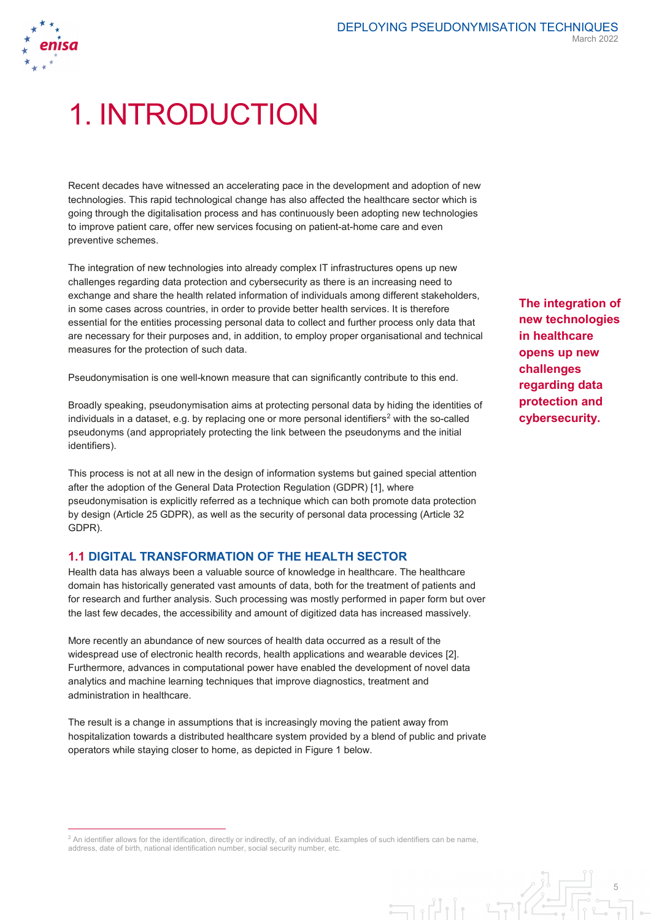# 1. INTRODUCTION

Recent decades have witnessed an accelerating pace in the development and adoption of new technologies. This rapid technological change has also affected the healthcare sector which is going through the digitalisation process and has continuously been adopting new technologies to improve patient care, offer new services focusing on patient-at-home care and even preventive schemes.

The integration of new technologies into already complex IT infrastructures opens up new challenges regarding data protection and cybersecurity as there is an increasing need to exchange and share the health related information of individuals among different stakeholders, in some cases across countries, in order to provide better health services. It is therefore essential for the entities processing personal data to collect and further process only data that are necessary for their purposes and, in addition, to employ proper organisational and technical measures for the protection of such data.

**The integration of new technologies in healthcare opens up new challenges regarding data protection and cybersecurity.**

Pseudonymisation is one well-known measure that can significantly contribute to this end.

Broadly speaking, pseudonymisation aims at protecting personal data by hiding the identities of individuals in a dataset, e.g. by replacing one or more personal identifiers[2] with the so-called pseudonyms (and appropriately protecting the link between the pseudonyms and the initial identifiers).

This process is not at all new in the design of information systems but gained special attention after the adoption of the General Data Protection Regulation (GDPR) [1], where pseudonymisation is explicitly referred as a technique which can both promote data protection by design (Article 25 GDPR), as well as the security of personal data processing (Article 32 GDPR).

## 1.1 DIGITAL TRANSFORMATION OF THE HEALTH SECTOR

Health data has always been a valuable source of knowledge in healthcare. The healthcare domain has historically generated vast amounts of data, both for the treatment of patients and for research and further analysis. Such processing was mostly performed in paper form but over the last few decades, the accessibility and amount of digitized data has increased massively.

More recently an abundance of new sources of health data occurred as a result of the widespread use of electronic health records, health applications and wearable devices [2]. Furthermore, advances in computational power have enabled the development of novel data analytics and machine learning techniques that improve diagnostics, treatment and administration in healthcare.

The result is a change in assumptions that is increasingly moving the patient away from hospitalization towards a distributed healthcare system provided by a blend of public and private operators while staying closer to home, as depicted in Figure 1 below.

---

[2] An identifier allows for the identification, directly or indirectly, of an individual. Examples of such identifiers can be name, address, date of birth, national identification number, social security number, etc.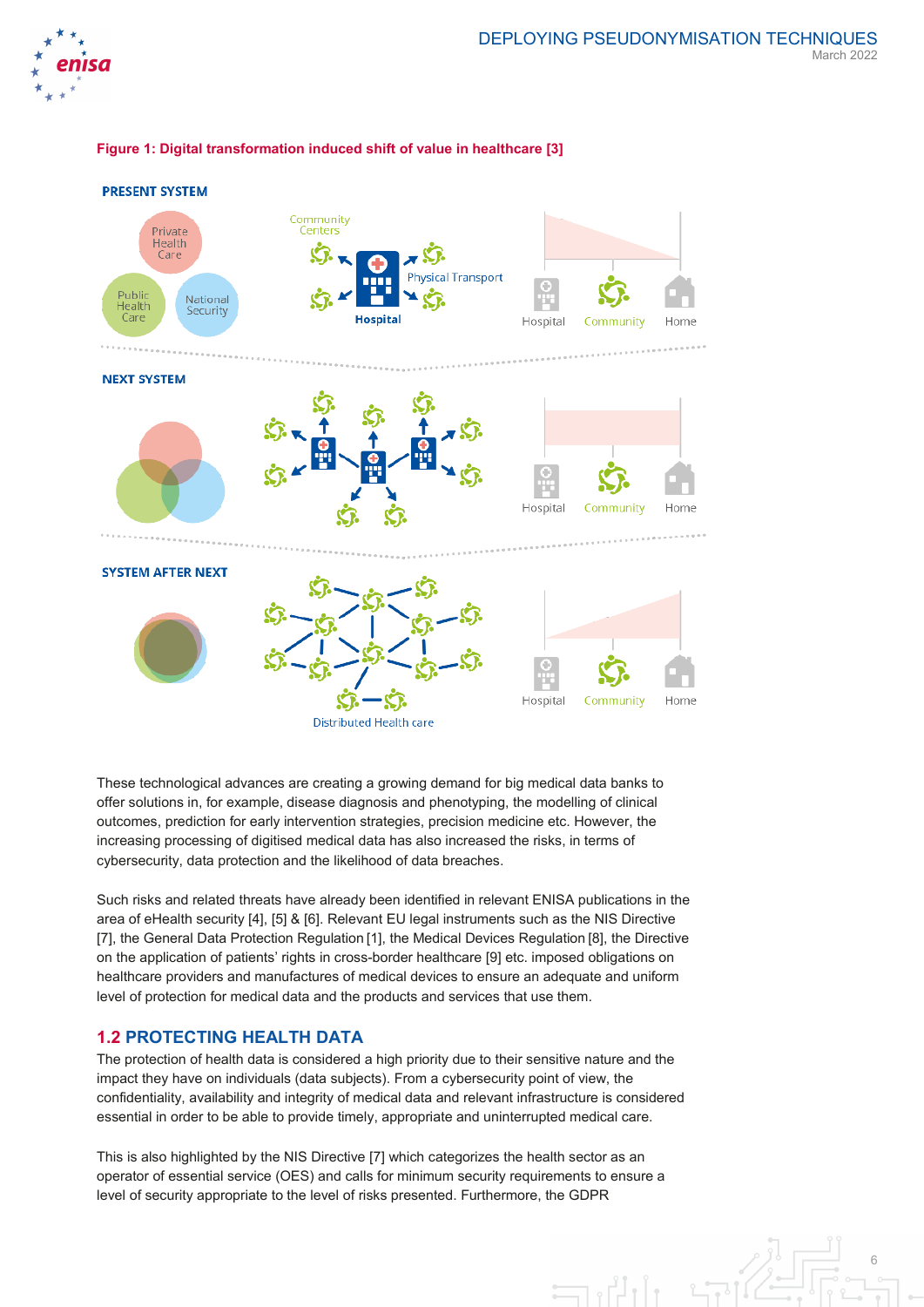**Figure 1: Digital transformation induced shift of value in healthcare [3]**

These technological advances are creating a growing demand for big medical data banks to offer solutions in, for example, disease diagnosis and phenotyping, the modelling of clinical outcomes, prediction for early intervention strategies, precision medicine etc. However, the increasing processing of digitised medical data has also increased the risks, in terms of cybersecurity, data protection and the likelihood of data breaches.

Such risks and related threats have already been identified in relevant ENISA publications in the area of eHealth security [4], [5] & [6]. Relevant EU legal instruments such as the NIS Directive [7], the General Data Protection Regulation [1], the Medical Devices Regulation [8], the Directive on the application of patients' rights in cross-border healthcare [9] etc. imposed obligations on healthcare providers and manufactures of medical devices to ensure an adequate and uniform level of protection for medical data and the products and services that use them.

## 1.2 PROTECTING HEALTH DATA

The protection of health data is considered a high priority due to their sensitive nature and the impact they have on individuals (data subjects). From a cybersecurity point of view, the confidentiality, availability and integrity of medical data and relevant infrastructure is considered essential in order to be able to provide timely, appropriate and uninterrupted medical care.

This is also highlighted by the NIS Directive [7] which categorizes the health sector as an operator of essential service (OES) and calls for minimum security requirements to ensure a level of security appropriate to the level of risks presented. Furthermore, the GDPR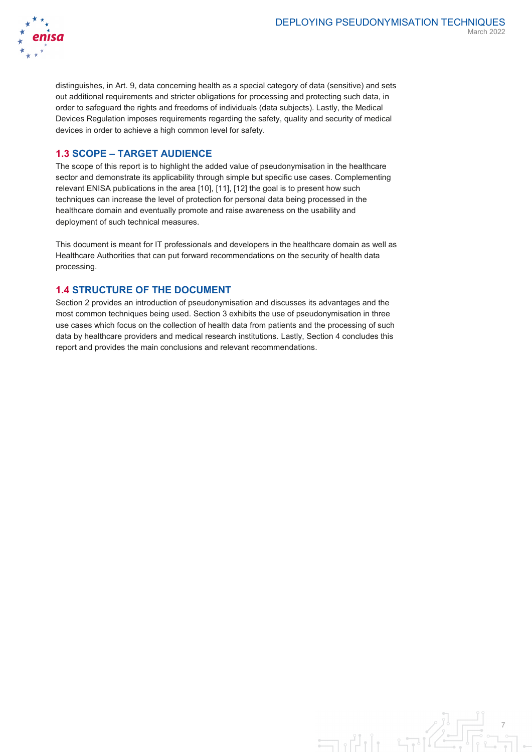distinguishes, in Art. 9, data concerning health as a special category of data (sensitive) and sets out additional requirements and stricter obligations for processing and protecting such data, in order to safeguard the rights and freedoms of individuals (data subjects). Lastly, the Medical Devices Regulation imposes requirements regarding the safety, quality and security of medical devices in order to achieve a high common level for safety.

## 1.3 SCOPE – TARGET AUDIENCE

The scope of this report is to highlight the added value of pseudonymisation in the healthcare sector and demonstrate its applicability through simple but specific use cases. Complementing relevant ENISA publications in the area [10], [11], [12] the goal is to present how such techniques can increase the level of protection for personal data being processed in the healthcare domain and eventually promote and raise awareness on the usability and deployment of such technical measures.

This document is meant for IT professionals and developers in the healthcare domain as well as Healthcare Authorities that can put forward recommendations on the security of health data processing.

## 1.4 STRUCTURE OF THE DOCUMENT

Section 2 provides an introduction of pseudonymisation and discusses its advantages and the most common techniques being used. Section 3 exhibits the use of pseudonymisation in three use cases which focus on the collection of health data from patients and the processing of such data by healthcare providers and medical research institutions. Lastly, Section 4 concludes this report and provides the main conclusions and relevant recommendations.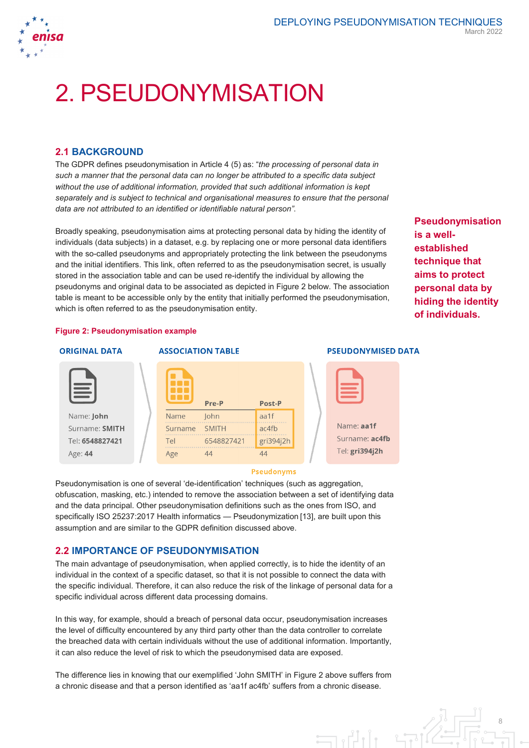# 2. PSEUDONYMISATION

## 2.1 BACKGROUND

The GDPR defines pseudonymisation in Article 4 (5) as: "*the processing of personal data in such a manner that the personal data can no longer be attributed to a specific data subject without the use of additional information, provided that such additional information is kept separately and is subject to technical and organisational measures to ensure that the personal data are not attributed to an identified or identifiable natural person*".

Broadly speaking, pseudonymisation aims at protecting personal data by hiding the identity of individuals (data subjects) in a dataset, e.g. by replacing one or more personal data identifiers with the so-called pseudonyms and appropriately protecting the link between the pseudonyms and the initial identifiers. This link, often referred to as the pseudonymisation secret, is usually stored in the association table and can be used re-identify the individual by allowing the pseudonyms and original data to be associated as depicted in Figure 2 below. The association table is meant to be accessible only by the entity that initially performed the pseudonymisation, which is often referred to as the pseudonymisation entity.

**Pseudonymisation is a well-established technique that aims to protect personal data by hiding the identity of individuals.**

**Figure 2: Pseudonymisation example**

**ORIGINAL DATA**

Name: **John**
Surname: **SMITH**
Tel: **6548827421**
Age: **44**

**ASSOCIATION TABLE**

| | Pre-P | Post-P |
|---|---|---|
| Name | John | aa1f |
| Surname | SMITH | ac4fb |
| Tel | 6548827421 | gri394j2h |
| Age | 44 | 44 |

Pseudonyms

**PSEUDONYMISED DATA**

Name: **aa1f**
Surname: **ac4fb**
Tel: **gri394j2h**

Pseudonymisation is one of several 'de-identification' techniques (such as aggregation, obfuscation, masking, etc.) intended to remove the association between a set of identifying data and the data principal. Other pseudonymisation definitions such as the ones from ISO, and specifically ISO 25237:2017 Health informatics — Pseudonymization [13], are built upon this assumption and are similar to the GDPR definition discussed above.

## 2.2 IMPORTANCE OF PSEUDONYMISATION

The main advantage of pseudonymisation, when applied correctly, is to hide the identity of an individual in the context of a specific dataset, so that it is not possible to connect the data with the specific individual. Therefore, it can also reduce the risk of the linkage of personal data for a specific individual across different data processing domains.

In this way, for example, should a breach of personal data occur, pseudonymisation increases the level of difficulty encountered by any third party other than the data controller to correlate the breached data with certain individuals without the use of additional information. Importantly, it can also reduce the level of risk to which the pseudonymised data are exposed.

The difference lies in knowing that our exemplified 'John SMITH' in Figure 2 above suffers from a chronic disease and that a person identified as 'aa1f ac4fb' suffers from a chronic disease.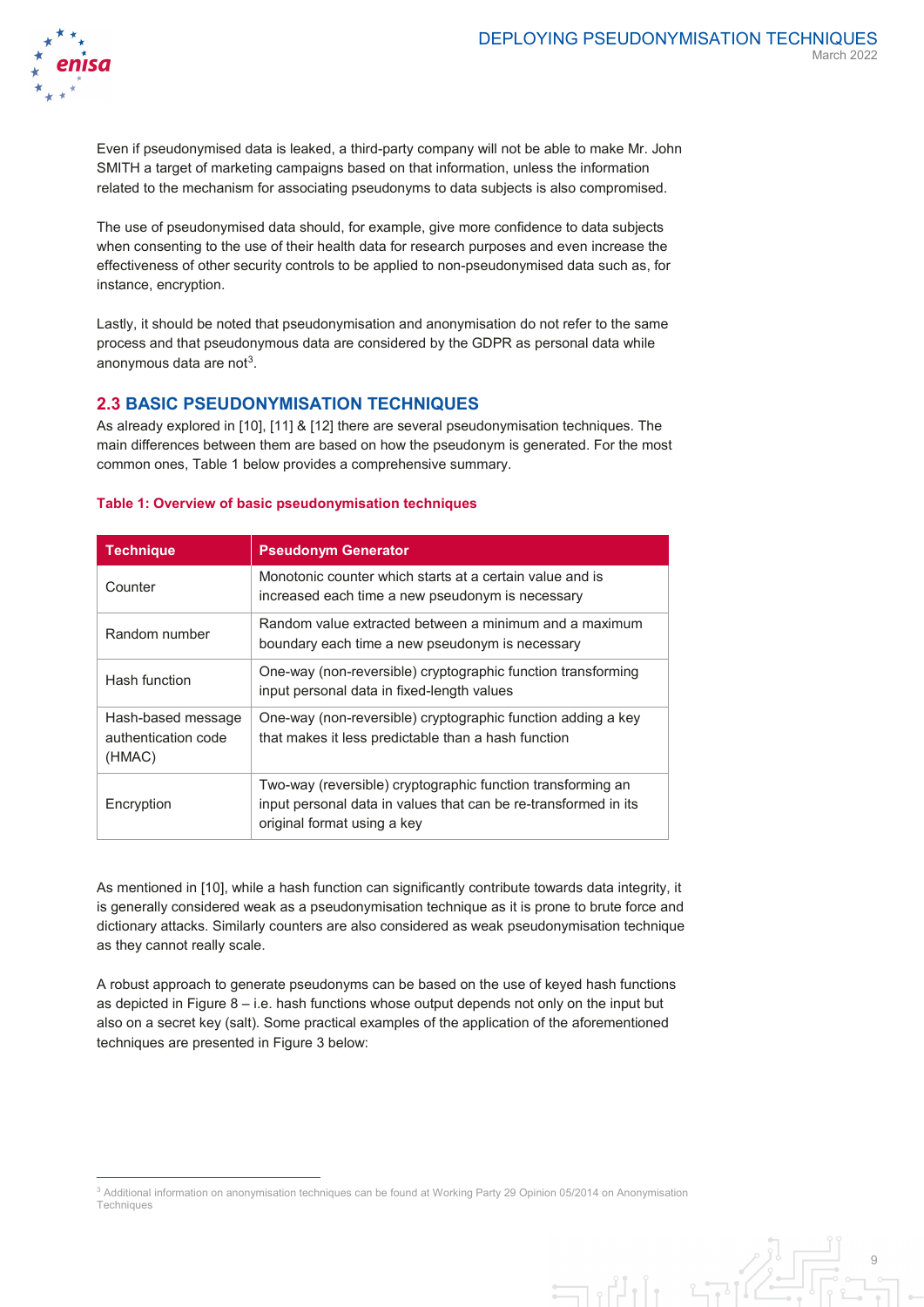Even if pseudonymised data is leaked, a third-party company will not be able to make Mr. John SMITH a target of marketing campaigns based on that information, unless the information related to the mechanism for associating pseudonyms to data subjects is also compromised.

The use of pseudonymised data should, for example, give more confidence to data subjects when consenting to the use of their health data for research purposes and even increase the effectiveness of other security controls to be applied to non-pseudonymised data such as, for instance, encryption.

Lastly, it should be noted that pseudonymisation and anonymisation do not refer to the same process and that pseudonymous data are considered by the GDPR as personal data while anonymous data are not[3].

## 2.3 BASIC PSEUDONYMISATION TECHNIQUES

As already explored in [10], [11] & [12] there are several pseudonymisation techniques. The main differences between them are based on how the pseudonym is generated. For the most common ones, Table 1 below provides a comprehensive summary.

**Table 1: Overview of basic pseudonymisation techniques**

| Technique | Pseudonym Generator |
|---|---|
| Counter | Monotonic counter which starts at a certain value and is increased each time a new pseudonym is necessary |
| Random number | Random value extracted between a minimum and a maximum boundary each time a new pseudonym is necessary |
| Hash function | One-way (non-reversible) cryptographic function transforming input personal data in fixed-length values |
| Hash-based message authentication code (HMAC) | One-way (non-reversible) cryptographic function adding a key that makes it less predictable than a hash function |
| Encryption | Two-way (reversible) cryptographic function transforming an input personal data in values that can be re-transformed in its original format using a key |

As mentioned in [10], while a hash function can significantly contribute towards data integrity, it is generally considered weak as a pseudonymisation technique as it is prone to brute force and dictionary attacks. Similarly counters are also considered as weak pseudonymisation technique as they cannot really scale.

A robust approach to generate pseudonyms can be based on the use of keyed hash functions as depicted in Figure 8 – i.e. hash functions whose output depends not only on the input but also on a secret key (salt). Some practical examples of the application of the aforementioned techniques are presented in Figure 3 below:

[3] Additional information on anonymisation techniques can be found at Working Party 29 Opinion 05/2014 on Anonymisation Techniques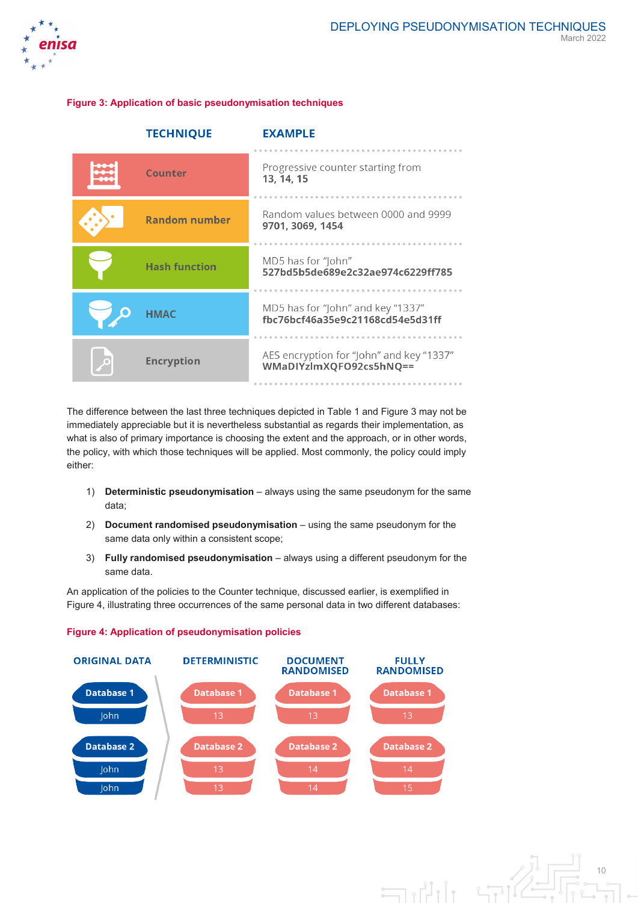**Figure 3: Application of basic pseudonymisation techniques**

| TECHNIQUE | EXAMPLE |
|---|---|
| Counter | Progressive counter starting from **13, 14, 15** |
| Random number | Random values between 0000 and 9999 **9701, 3069, 1454** |
| Hash function | MD5 has for "John" **527bd5b5de689e2c32ae974c6229ff785** |
| HMAC | MD5 has for "John" and key "1337" **fbc76bcf46a35e9c21168cd54e5d31ff** |
| Encryption | AES encryption for "John" and key "1337" **WMaDIYzlmXQFO92cs5hNQ==** |

The difference between the last three techniques depicted in Table 1 and Figure 3 may not be immediately appreciable but it is nevertheless substantial as regards their implementation, as what is also of primary importance is choosing the extent and the approach, or in other words, the policy, with which those techniques will be applied. Most commonly, the policy could imply either:

1) **Deterministic pseudonymisation** – always using the same pseudonym for the same data;
2) **Document randomised pseudonymisation** – using the same pseudonym for the same data only within a consistent scope;
3) **Fully randomised pseudonymisation** – always using a different pseudonym for the same data.

An application of the policies to the Counter technique, discussed earlier, is exemplified in Figure 4, illustrating three occurrences of the same personal data in two different databases:

**Figure 4: Application of pseudonymisation policies**

| ORIGINAL DATA | DETERMINISTIC | DOCUMENT RANDOMISED | FULLY RANDOMISED |
|---|---|---|---|
| Database 1: John | Database 1: 13 | Database 1: 13 | Database 1: 13 |
| Database 2: John | Database 2: 13 | Database 2: 14 | Database 2: 14 |
| Database 2: John | Database 2: 13 | Database 2: 14 | Database 2: 15 |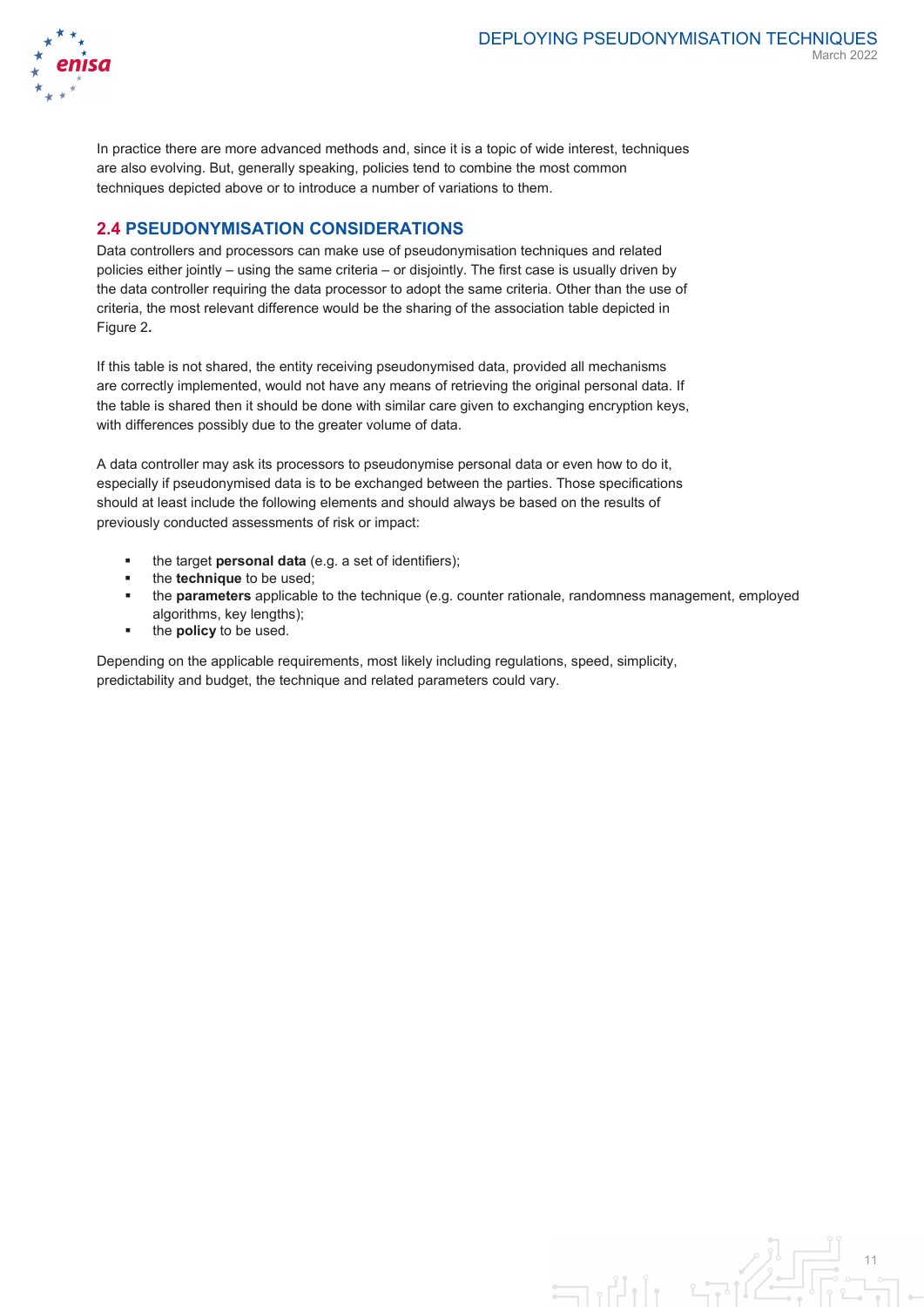In practice there are more advanced methods and, since it is a topic of wide interest, techniques are also evolving. But, generally speaking, policies tend to combine the most common techniques depicted above or to introduce a number of variations to them.

## 2.4 PSEUDONYMISATION CONSIDERATIONS

Data controllers and processors can make use of pseudonymisation techniques and related policies either jointly – using the same criteria – or disjointly. The first case is usually driven by the data controller requiring the data processor to adopt the same criteria. Other than the use of criteria, the most relevant difference would be the sharing of the association table depicted in Figure 2**.**

If this table is not shared, the entity receiving pseudonymised data, provided all mechanisms are correctly implemented, would not have any means of retrieving the original personal data. If the table is shared then it should be done with similar care given to exchanging encryption keys, with differences possibly due to the greater volume of data.

A data controller may ask its processors to pseudonymise personal data or even how to do it, especially if pseudonymised data is to be exchanged between the parties. Those specifications should at least include the following elements and should always be based on the results of previously conducted assessments of risk or impact:

- the target **personal data** (e.g. a set of identifiers);
- the **technique** to be used;
- the **parameters** applicable to the technique (e.g. counter rationale, randomness management, employed algorithms, key lengths);
- the **policy** to be used.

Depending on the applicable requirements, most likely including regulations, speed, simplicity, predictability and budget, the technique and related parameters could vary.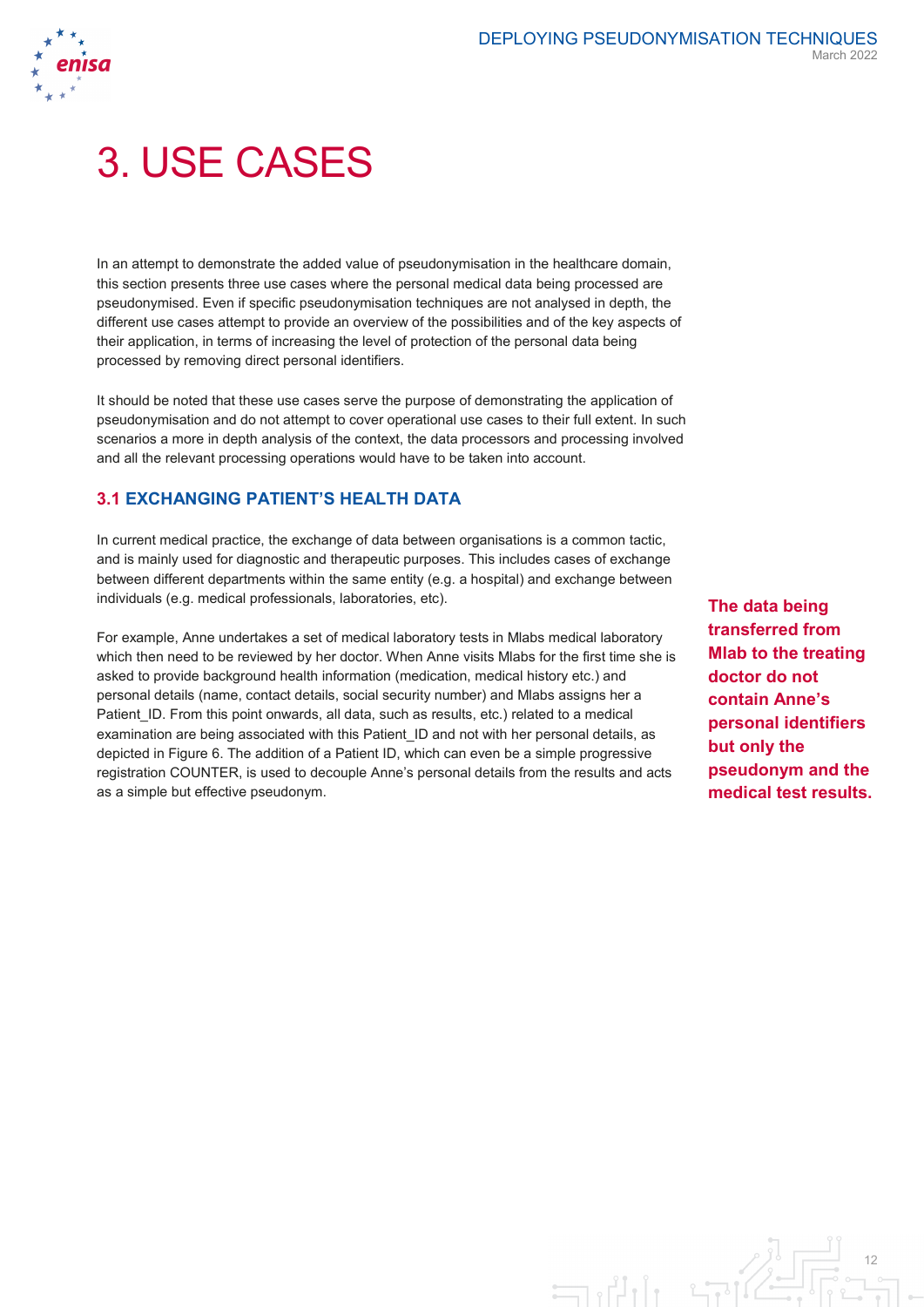# 3. USE CASES

In an attempt to demonstrate the added value of pseudonymisation in the healthcare domain, this section presents three use cases where the personal medical data being processed are pseudonymised. Even if specific pseudonymisation techniques are not analysed in depth, the different use cases attempt to provide an overview of the possibilities and of the key aspects of their application, in terms of increasing the level of protection of the personal data being processed by removing direct personal identifiers.

It should be noted that these use cases serve the purpose of demonstrating the application of pseudonymisation and do not attempt to cover operational use cases to their full extent. In such scenarios a more in depth analysis of the context, the data processors and processing involved and all the relevant processing operations would have to be taken into account.

## 3.1 EXCHANGING PATIENT'S HEALTH DATA

In current medical practice, the exchange of data between organisations is a common tactic, and is mainly used for diagnostic and therapeutic purposes. This includes cases of exchange between different departments within the same entity (e.g. a hospital) and exchange between individuals (e.g. medical professionals, laboratories, etc).

For example, Anne undertakes a set of medical laboratory tests in Mlabs medical laboratory which then need to be reviewed by her doctor. When Anne visits Mlabs for the first time she is asked to provide background health information (medication, medical history etc.) and personal details (name, contact details, social security number) and Mlabs assigns her a Patient_ID. From this point onwards, all data, such as results, etc.) related to a medical examination are being associated with this Patient_ID and not with her personal details, as depicted in Figure 6. The addition of a Patient ID, which can even be a simple progressive registration COUNTER, is used to decouple Anne's personal details from the results and acts as a simple but effective pseudonym.

**The data being transferred from Mlab to the treating doctor do not contain Anne's personal identifiers but only the pseudonym and the medical test results.**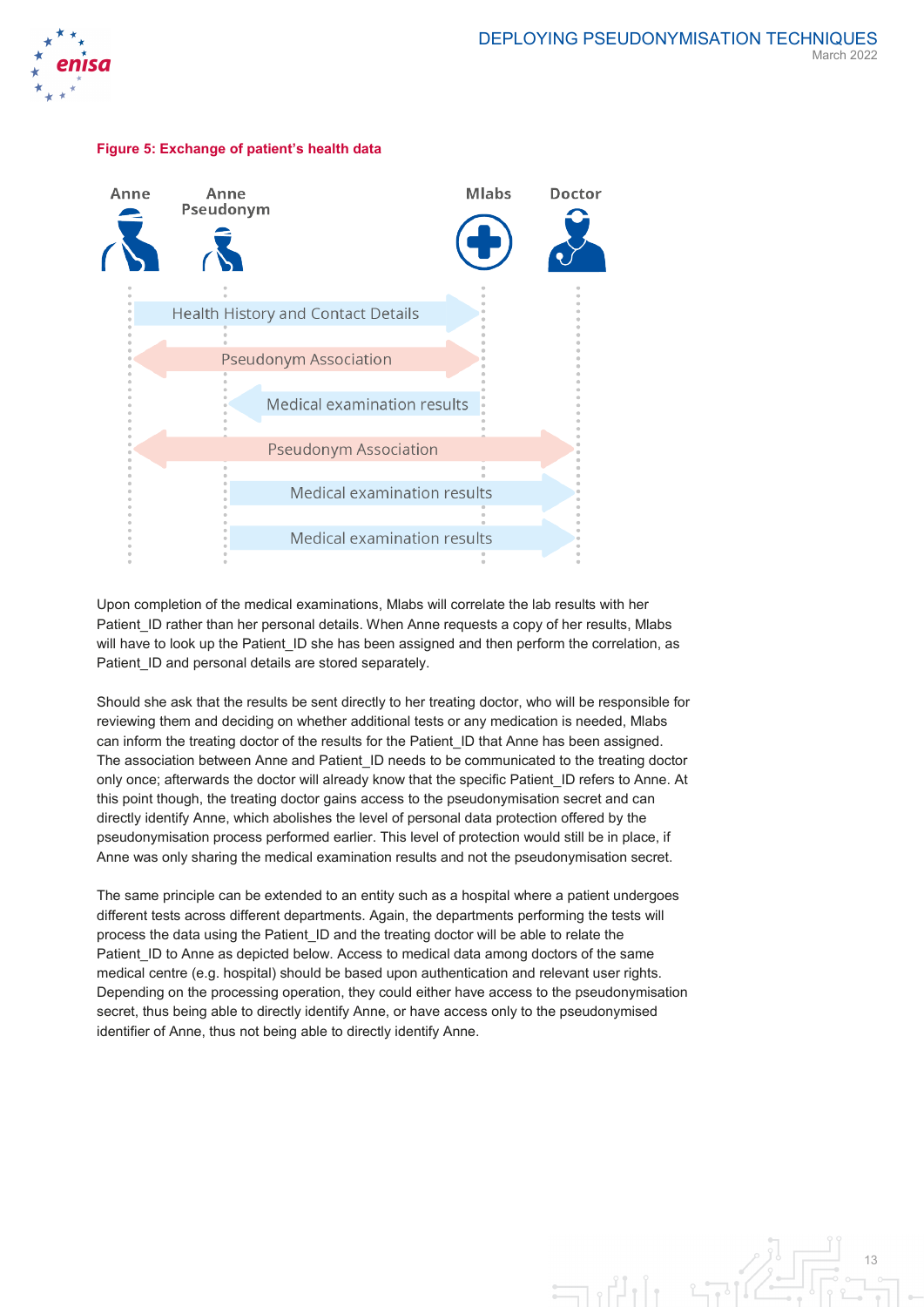**Figure 5: Exchange of patient's health data**

Upon completion of the medical examinations, Mlabs will correlate the lab results with her Patient_ID rather than her personal details. When Anne requests a copy of her results, Mlabs will have to look up the Patient_ID she has been assigned and then perform the correlation, as Patient_ID and personal details are stored separately.

Should she ask that the results be sent directly to her treating doctor, who will be responsible for reviewing them and deciding on whether additional tests or any medication is needed, Mlabs can inform the treating doctor of the results for the Patient_ID that Anne has been assigned. The association between Anne and Patient_ID needs to be communicated to the treating doctor only once; afterwards the doctor will already know that the specific Patient_ID refers to Anne. At this point though, the treating doctor gains access to the pseudonymisation secret and can directly identify Anne, which abolishes the level of personal data protection offered by the pseudonymisation process performed earlier. This level of protection would still be in place, if Anne was only sharing the medical examination results and not the pseudonymisation secret.

The same principle can be extended to an entity such as a hospital where a patient undergoes different tests across different departments. Again, the departments performing the tests will process the data using the Patient_ID and the treating doctor will be able to relate the Patient_ID to Anne as depicted below. Access to medical data among doctors of the same medical centre (e.g. hospital) should be based upon authentication and relevant user rights. Depending on the processing operation, they could either have access to the pseudonymisation secret, thus being able to directly identify Anne, or have access only to the pseudonymised identifier of Anne, thus not being able to directly identify Anne.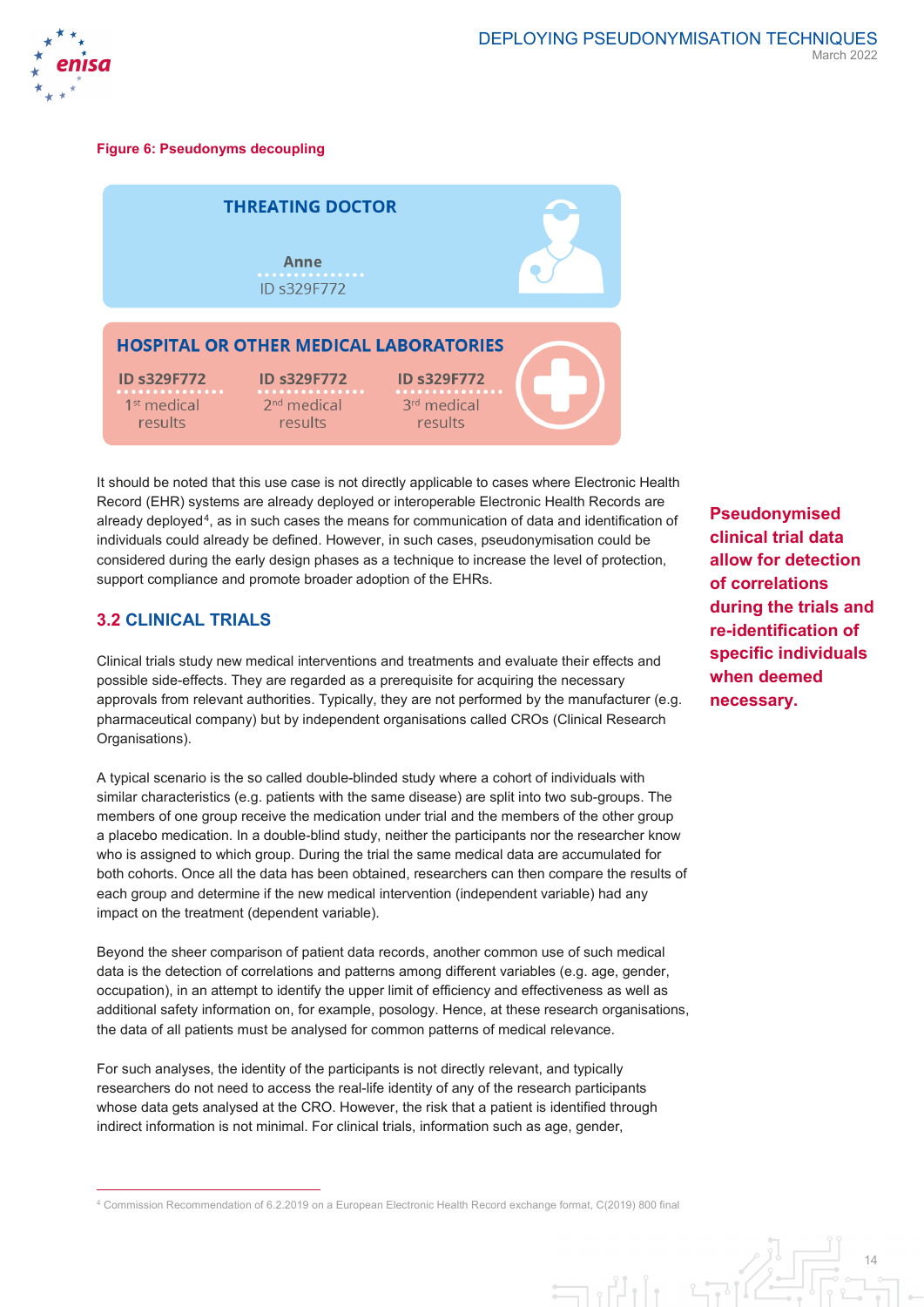**Figure 6: Pseudonyms decoupling**

THREATING DOCTOR

Anne
ID s329F772

HOSPITAL OR OTHER MEDICAL LABORATORIES

| ID s329F772 | ID s329F772 | ID s329F772 |
|---|---|---|
| 1st medical results | 2nd medical results | 3rd medical results |

It should be noted that this use case is not directly applicable to cases where Electronic Health Record (EHR) systems are already deployed or interoperable Electronic Health Records are already deployed[4], as in such cases the means for communication of data and identification of individuals could already be defined. However, in such cases, pseudonymisation could be considered during the early design phases as a technique to increase the level of protection, support compliance and promote broader adoption of the EHRs.

**Pseudonymised clinical trial data allow for detection of correlations during the trials and re-identification of specific individuals when deemed necessary.**

## 3.2 CLINICAL TRIALS

Clinical trials study new medical interventions and treatments and evaluate their effects and possible side-effects. They are regarded as a prerequisite for acquiring the necessary approvals from relevant authorities. Typically, they are not performed by the manufacturer (e.g. pharmaceutical company) but by independent organisations called CROs (Clinical Research Organisations).

A typical scenario is the so called double-blinded study where a cohort of individuals with similar characteristics (e.g. patients with the same disease) are split into two sub-groups. The members of one group receive the medication under trial and the members of the other group a placebo medication. In a double-blind study, neither the participants nor the researcher know who is assigned to which group. During the trial the same medical data are accumulated for both cohorts. Once all the data has been obtained, researchers can then compare the results of each group and determine if the new medical intervention (independent variable) had any impact on the treatment (dependent variable).

Beyond the sheer comparison of patient data records, another common use of such medical data is the detection of correlations and patterns among different variables (e.g. age, gender, occupation), in an attempt to identify the upper limit of efficiency and effectiveness as well as additional safety information on, for example, posology. Hence, at these research organisations, the data of all patients must be analysed for common patterns of medical relevance.

For such analyses, the identity of the participants is not directly relevant, and typically researchers do not need to access the real-life identity of any of the research participants whose data gets analysed at the CRO. However, the risk that a patient is identified through indirect information is not minimal. For clinical trials, information such as age, gender,

[4] Commission Recommendation of 6.2.2019 on a European Electronic Health Record exchange format, C(2019) 800 final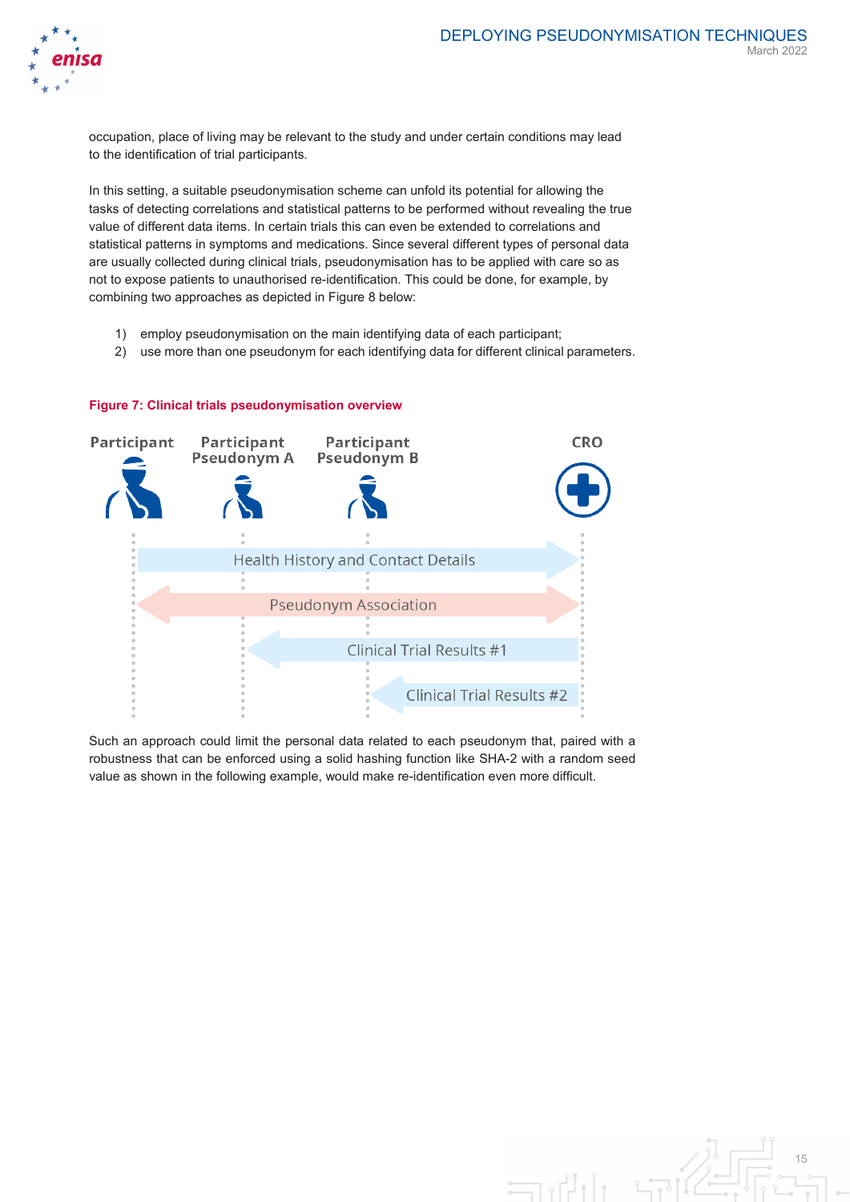occupation, place of living may be relevant to the study and under certain conditions may lead to the identification of trial participants.

In this setting, a suitable pseudonymisation scheme can unfold its potential for allowing the tasks of detecting correlations and statistical patterns to be performed without revealing the true value of different data items. In certain trials this can even be extended to correlations and statistical patterns in symptoms and medications. Since several different types of personal data are usually collected during clinical trials, pseudonymisation has to be applied with care so as not to expose patients to unauthorised re-identification. This could be done, for example, by combining two approaches as depicted in Figure 8 below:

1) employ pseudonymisation on the main identifying data of each participant;
2) use more than one pseudonym for each identifying data for different clinical parameters.

**Figure 7: Clinical trials pseudonymisation overview**

Participant | Participant Pseudonym A | Participant Pseudonym B | CRO

Health History and Contact Details

Pseudonym Association

Clinical Trial Results #1

Clinical Trial Results #2

Such an approach could limit the personal data related to each pseudonym that, paired with a robustness that can be enforced using a solid hashing function like SHA-2 with a random seed value as shown in the following example, would make re-identification even more difficult.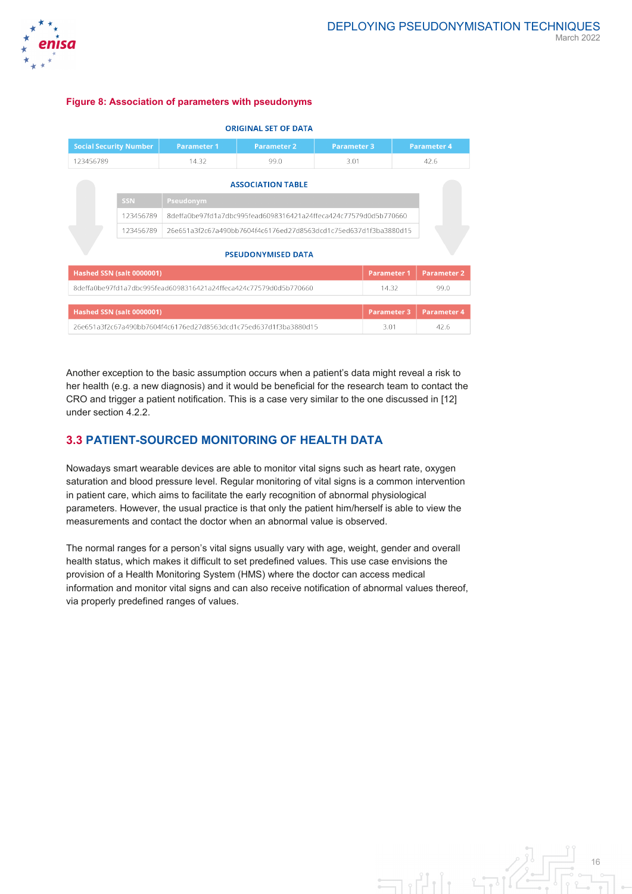**Figure 8: Association of parameters with pseudonyms**

ORIGINAL SET OF DATA

| Social Security Number | Parameter 1 | Parameter 2 | Parameter 3 | Parameter 4 |
| --- | --- | --- | --- | --- |
| 123456789 | 14.32 | 99.0 | 3.01 | 42.6 |

ASSOCIATION TABLE

| SSN | Pseudonym |
| --- | --- |
| 123456789 | 8deffa0be97fd1a7dbc995fead6098316421a24ffeca424c77579d0d5b770660 |
| 123456789 | 26e651a3f2c67a490bb7604f4c6176ed27d8563dcd1c75ed637d1f3ba3880d15 |

PSEUDONYMISED DATA

| Hashed SSN (salt 0000001) | Parameter 1 | Parameter 2 |
| --- | --- | --- |
| 8deffa0be97fd1a7dbc995fead6098316421a24ffeca424c77579d0d5b770660 | 14.32 | 99.0 |

| Hashed SSN (salt 0000001) | Parameter 3 | Parameter 4 |
| --- | --- | --- |
| 26e651a3f2c67a490bb7604f4c6176ed27d8563dcd1c75ed637d1f3ba3880d15 | 3.01 | 42.6 |

Another exception to the basic assumption occurs when a patient's data might reveal a risk to her health (e.g. a new diagnosis) and it would be beneficial for the research team to contact the CRO and trigger a patient notification. This is a case very similar to the one discussed in [12] under section 4.2.2.

## 3.3 PATIENT-SOURCED MONITORING OF HEALTH DATA

Nowadays smart wearable devices are able to monitor vital signs such as heart rate, oxygen saturation and blood pressure level. Regular monitoring of vital signs is a common intervention in patient care, which aims to facilitate the early recognition of abnormal physiological parameters. However, the usual practice is that only the patient him/herself is able to view the measurements and contact the doctor when an abnormal value is observed.

The normal ranges for a person's vital signs usually vary with age, weight, gender and overall health status, which makes it difficult to set predefined values. This use case envisions the provision of a Health Monitoring System (HMS) where the doctor can access medical information and monitor vital signs and can also receive notification of abnormal values thereof, via properly predefined ranges of values.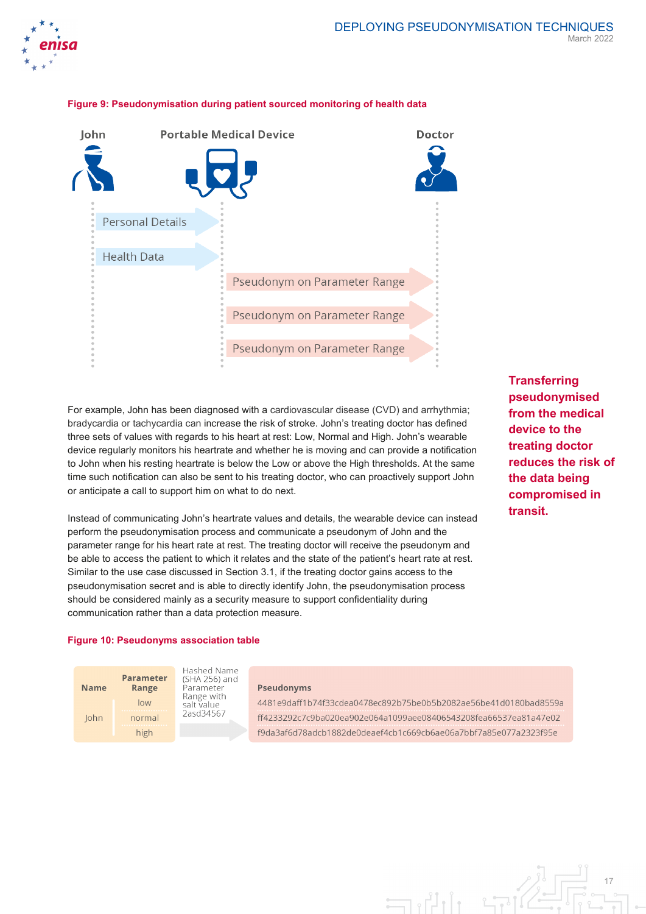**Figure 9: Pseudonymisation during patient sourced monitoring of health data**

John — Portable Medical Device — Doctor

Personal Details

Health Data

Pseudonym on Parameter Range

Pseudonym on Parameter Range

Pseudonym on Parameter Range

**Transferring pseudonymised from the medical device to the treating doctor reduces the risk of the data being compromised in transit.**

For example, John has been diagnosed with a cardiovascular disease (CVD) and arrhythmia; bradycardia or tachycardia can increase the risk of stroke. John's treating doctor has defined three sets of values with regards to his heart at rest: Low, Normal and High. John's wearable device regularly monitors his heartrate and whether he is moving and can provide a notification to John when his resting heartrate is below the Low or above the High thresholds. At the same time such notification can also be sent to his treating doctor, who can proactively support John or anticipate a call to support him on what to do next.

Instead of communicating John's heartrate values and details, the wearable device can instead perform the pseudonymisation process and communicate a pseudonym of John and the parameter range for his heart rate at rest. The treating doctor will receive the pseudonym and be able to access the patient to which it relates and the state of the patient's heart rate at rest. Similar to the use case discussed in Section 3.1, if the treating doctor gains access to the pseudonymisation secret and is able to directly identify John, the pseudonymisation process should be considered mainly as a security measure to support confidentiality during communication rather than a data protection measure.

**Figure 10: Pseudonyms association table**

| Name | Parameter Range | Hashed Name (SHA 256) and Parameter Range with salt value 2asd34567 | Pseudonyms |
|---|---|---|---|
| John | low | | 4481e9daff1b74f33cdea0478ec892b75be0b5b2082ae56be41d0180bad8559a |
| | normal | | ff4233292c7c9ba020ea902e064a1099aee08406543208fea66537ea81a47e02 |
| | high | | f9da3af6d78adcb1882de0deaef4cb1c669cb6ae06a7bbf7a85e077a2323f95e |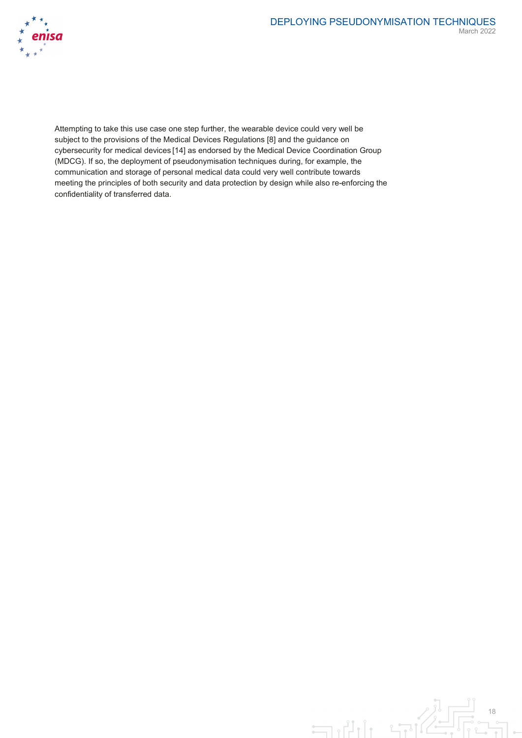Attempting to take this use case one step further, the wearable device could very well be subject to the provisions of the Medical Devices Regulations [8] and the guidance on cybersecurity for medical devices [14] as endorsed by the Medical Device Coordination Group (MDCG). If so, the deployment of pseudonymisation techniques during, for example, the communication and storage of personal medical data could very well contribute towards meeting the principles of both security and data protection by design while also re-enforcing the confidentiality of transferred data.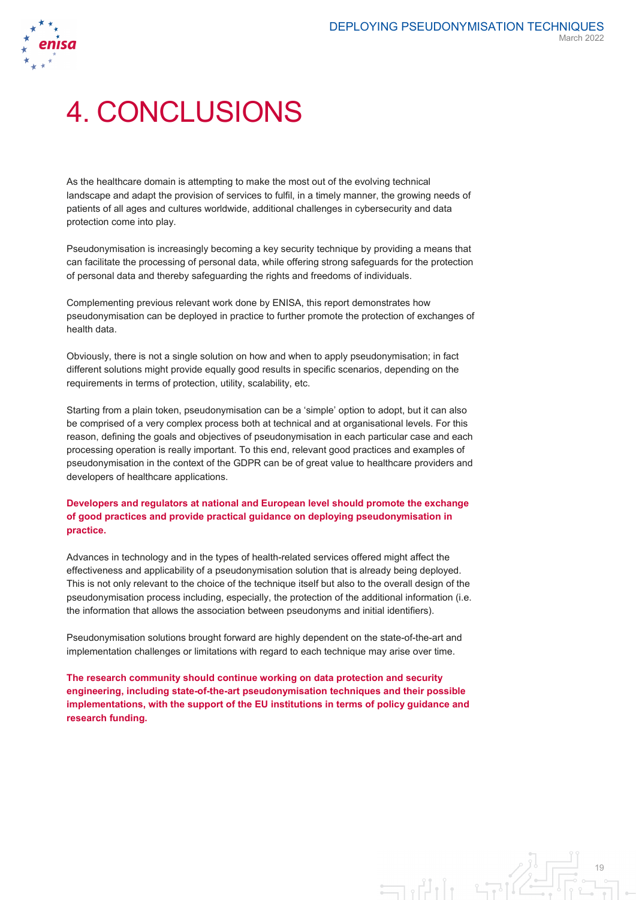# 4. CONCLUSIONS

As the healthcare domain is attempting to make the most out of the evolving technical landscape and adapt the provision of services to fulfil, in a timely manner, the growing needs of patients of all ages and cultures worldwide, additional challenges in cybersecurity and data protection come into play.

Pseudonymisation is increasingly becoming a key security technique by providing a means that can facilitate the processing of personal data, while offering strong safeguards for the protection of personal data and thereby safeguarding the rights and freedoms of individuals.

Complementing previous relevant work done by ENISA, this report demonstrates how pseudonymisation can be deployed in practice to further promote the protection of exchanges of health data.

Obviously, there is not a single solution on how and when to apply pseudonymisation; in fact different solutions might provide equally good results in specific scenarios, depending on the requirements in terms of protection, utility, scalability, etc.

Starting from a plain token, pseudonymisation can be a 'simple' option to adopt, but it can also be comprised of a very complex process both at technical and at organisational levels. For this reason, defining the goals and objectives of pseudonymisation in each particular case and each processing operation is really important. To this end, relevant good practices and examples of pseudonymisation in the context of the GDPR can be of great value to healthcare providers and developers of healthcare applications.

**Developers and regulators at national and European level should promote the exchange of good practices and provide practical guidance on deploying pseudonymisation in practice.**

Advances in technology and in the types of health-related services offered might affect the effectiveness and applicability of a pseudonymisation solution that is already being deployed. This is not only relevant to the choice of the technique itself but also to the overall design of the pseudonymisation process including, especially, the protection of the additional information (i.e. the information that allows the association between pseudonyms and initial identifiers).

Pseudonymisation solutions brought forward are highly dependent on the state-of-the-art and implementation challenges or limitations with regard to each technique may arise over time.

**The research community should continue working on data protection and security engineering, including state-of-the-art pseudonymisation techniques and their possible implementations, with the support of the EU institutions in terms of policy guidance and research funding.**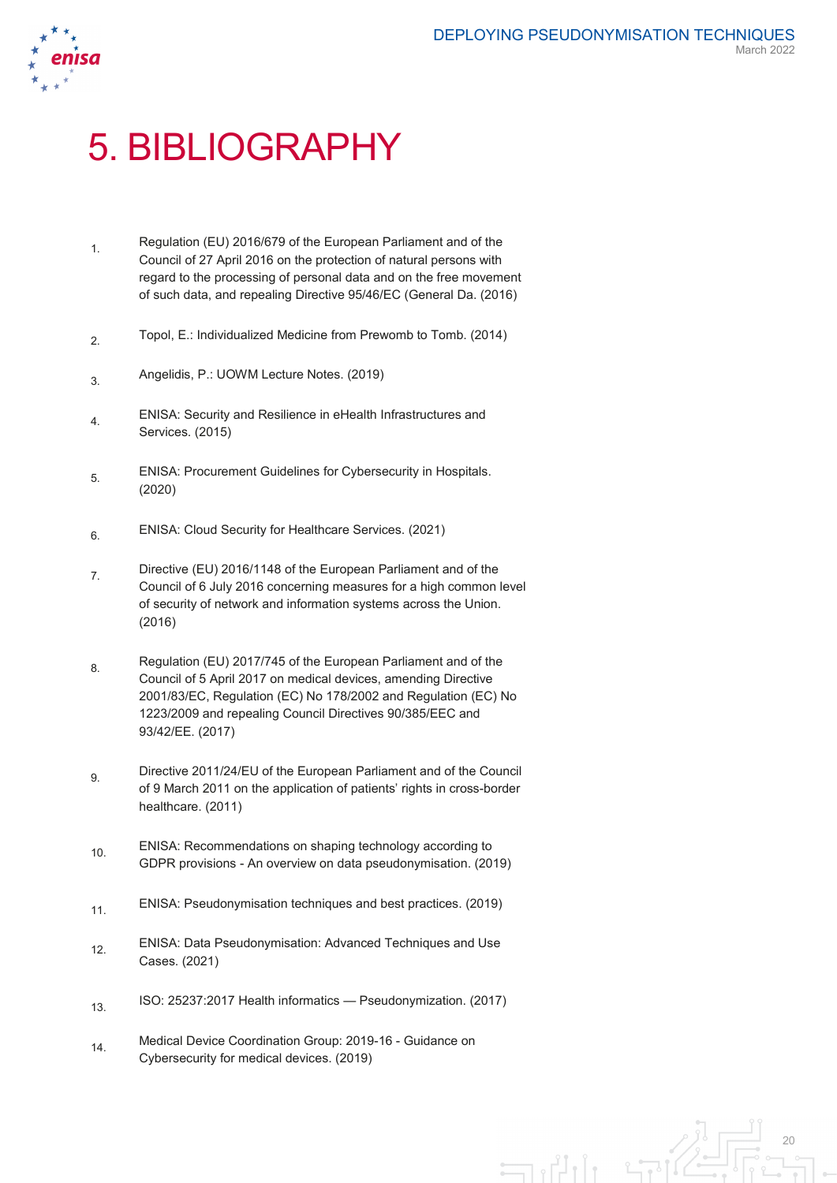# 5. BIBLIOGRAPHY

1. Regulation (EU) 2016/679 of the European Parliament and of the Council of 27 April 2016 on the protection of natural persons with regard to the processing of personal data and on the free movement of such data, and repealing Directive 95/46/EC (General Da. (2016)

2. Topol, E.: Individualized Medicine from Prewomb to Tomb. (2014)

3. Angelidis, P.: UOWM Lecture Notes. (2019)

4. ENISA: Security and Resilience in eHealth Infrastructures and Services. (2015)

5. ENISA: Procurement Guidelines for Cybersecurity in Hospitals. (2020)

6. ENISA: Cloud Security for Healthcare Services. (2021)

7. Directive (EU) 2016/1148 of the European Parliament and of the Council of 6 July 2016 concerning measures for a high common level of security of network and information systems across the Union. (2016)

8. Regulation (EU) 2017/745 of the European Parliament and of the Council of 5 April 2017 on medical devices, amending Directive 2001/83/EC, Regulation (EC) No 178/2002 and Regulation (EC) No 1223/2009 and repealing Council Directives 90/385/EEC and 93/42/EE. (2017)

9. Directive 2011/24/EU of the European Parliament and of the Council of 9 March 2011 on the application of patients' rights in cross-border healthcare. (2011)

10. ENISA: Recommendations on shaping technology according to GDPR provisions - An overview on data pseudonymisation. (2019)

11. ENISA: Pseudonymisation techniques and best practices. (2019)

12. ENISA: Data Pseudonymisation: Advanced Techniques and Use Cases. (2021)

13. ISO: 25237:2017 Health informatics — Pseudonymization. (2017)

14. Medical Device Coordination Group: 2019-16 - Guidance on Cybersecurity for medical devices. (2019)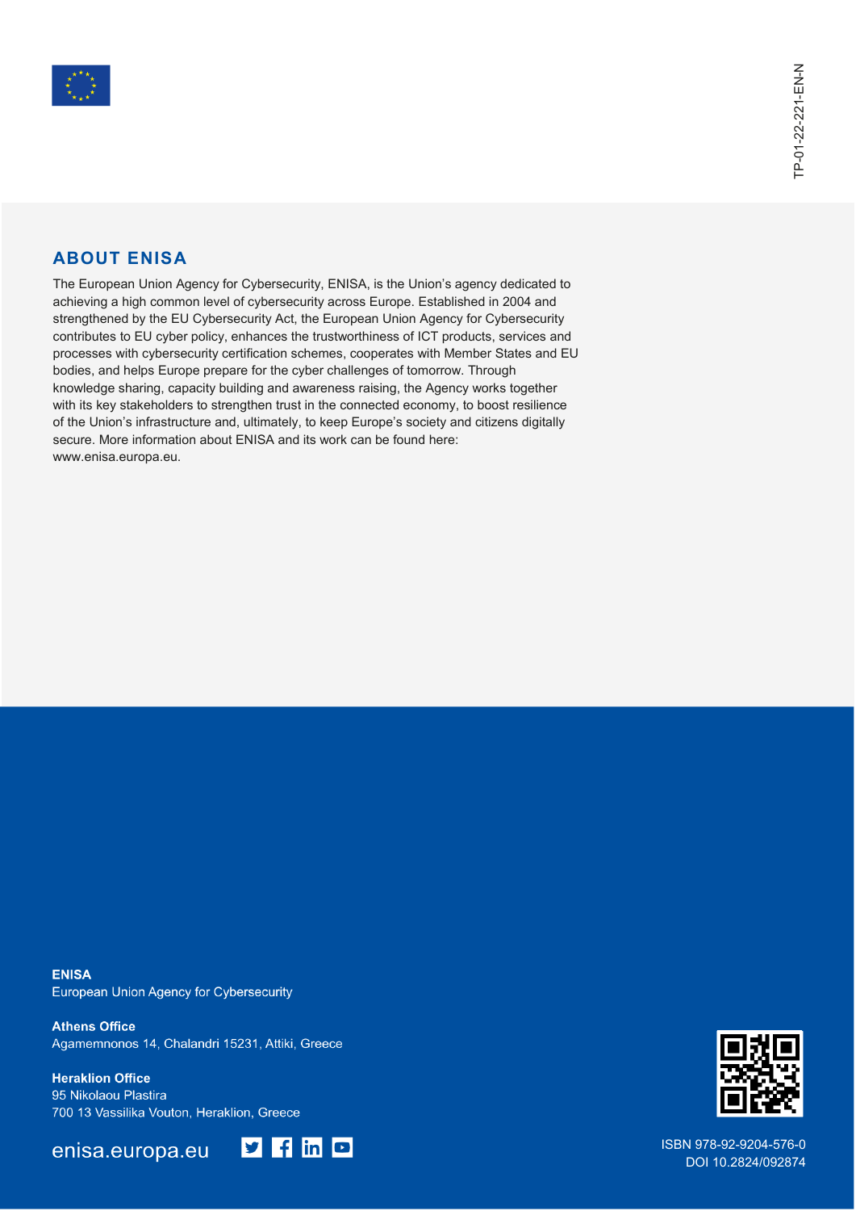TP-01-22-221-EN-N

## ABOUT ENISA

The European Union Agency for Cybersecurity, ENISA, is the Union's agency dedicated to achieving a high common level of cybersecurity across Europe. Established in 2004 and strengthened by the EU Cybersecurity Act, the European Union Agency for Cybersecurity contributes to EU cyber policy, enhances the trustworthiness of ICT products, services and processes with cybersecurity certification schemes, cooperates with Member States and EU bodies, and helps Europe prepare for the cyber challenges of tomorrow. Through knowledge sharing, capacity building and awareness raising, the Agency works together with its key stakeholders to strengthen trust in the connected economy, to boost resilience of the Union's infrastructure and, ultimately, to keep Europe's society and citizens digitally secure. More information about ENISA and its work can be found here: www.enisa.europa.eu.

**ENISA**
European Union Agency for Cybersecurity

**Athens Office**
Agamemnonos 14, Chalandri 15231, Attiki, Greece

**Heraklion Office**
95 Nikolaou Plastira
700 13 Vassilika Vouton, Heraklion, Greece

enisa.europa.eu

ISBN 978-92-9204-576-0
DOI 10.2824/092874